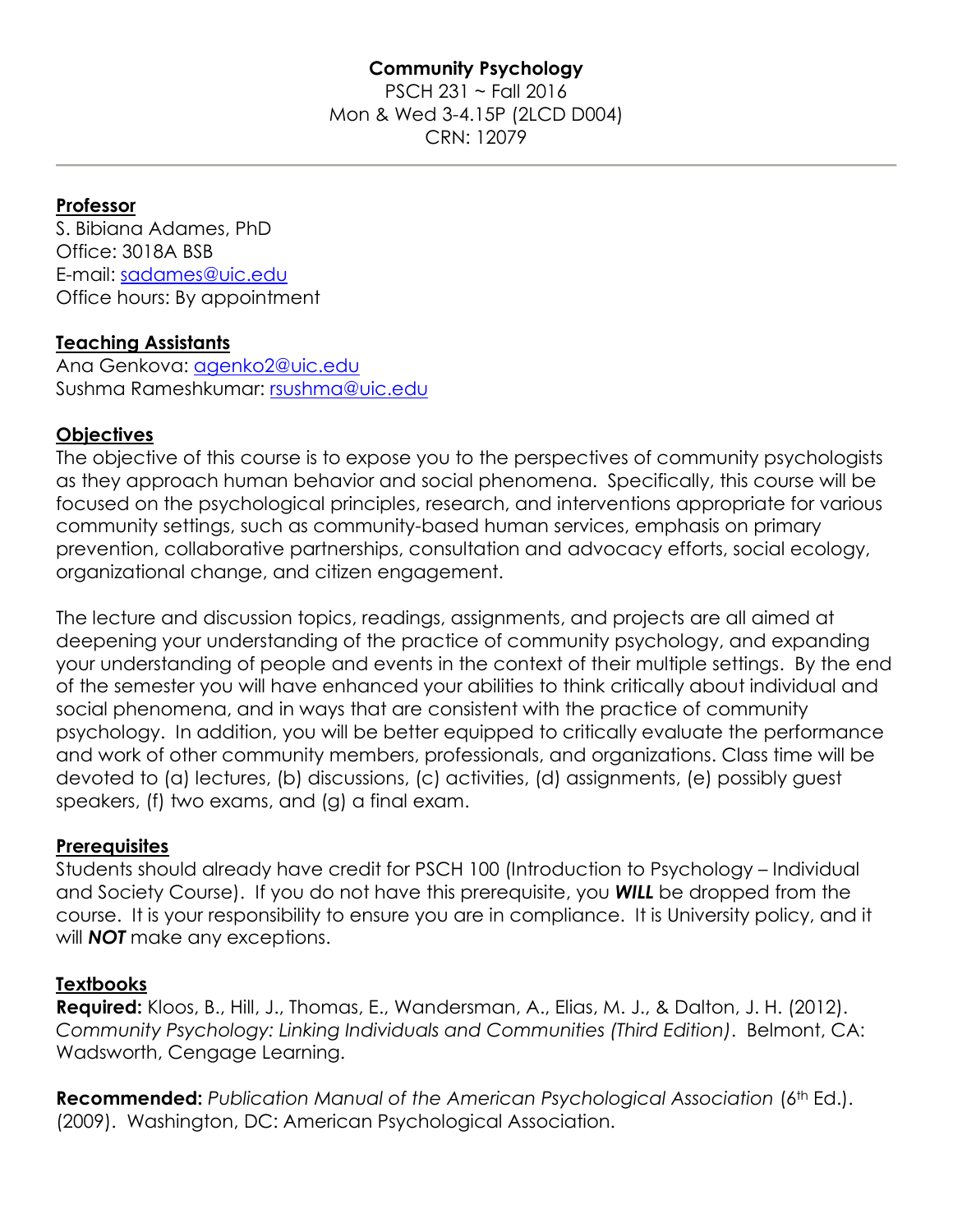# Community Psychology

PSCH 231 ~ Fall 2016
Mon & Wed 3-4.15P (2LCD D004)
CRN: 12079

---

## Professor

S. Bibiana Adames, PhD
Office: 3018A BSB
E-mail: sadames@uic.edu
Office hours: By appointment

## Teaching Assistants

Ana Genkova: agenko2@uic.edu
Sushma Rameshkumar: rsushma@uic.edu

## Objectives

The objective of this course is to expose you to the perspectives of community psychologists as they approach human behavior and social phenomena. Specifically, this course will be focused on the psychological principles, research, and interventions appropriate for various community settings, such as community-based human services, emphasis on primary prevention, collaborative partnerships, consultation and advocacy efforts, social ecology, organizational change, and citizen engagement.

The lecture and discussion topics, readings, assignments, and projects are all aimed at deepening your understanding of the practice of community psychology, and expanding your understanding of people and events in the context of their multiple settings. By the end of the semester you will have enhanced your abilities to think critically about individual and social phenomena, and in ways that are consistent with the practice of community psychology. In addition, you will be better equipped to critically evaluate the performance and work of other community members, professionals, and organizations. Class time will be devoted to (a) lectures, (b) discussions, (c) activities, (d) assignments, (e) possibly guest speakers, (f) two exams, and (g) a final exam.

## Prerequisites

Students should already have credit for PSCH 100 (Introduction to Psychology – Individual and Society Course). If you do not have this prerequisite, you ***WILL*** be dropped from the course. It is your responsibility to ensure you are in compliance. It is University policy, and it will ***NOT*** make any exceptions.

## Textbooks

**Required:** Kloos, B., Hill, J., Thomas, E., Wandersman, A., Elias, M. J., & Dalton, J. H. (2012). *Community Psychology: Linking Individuals and Communities (Third Edition)*. Belmont, CA: Wadsworth, Cengage Learning.

**Recommended:** *Publication Manual of the American Psychological Association* (6th Ed.). (2009). Washington, DC: American Psychological Association.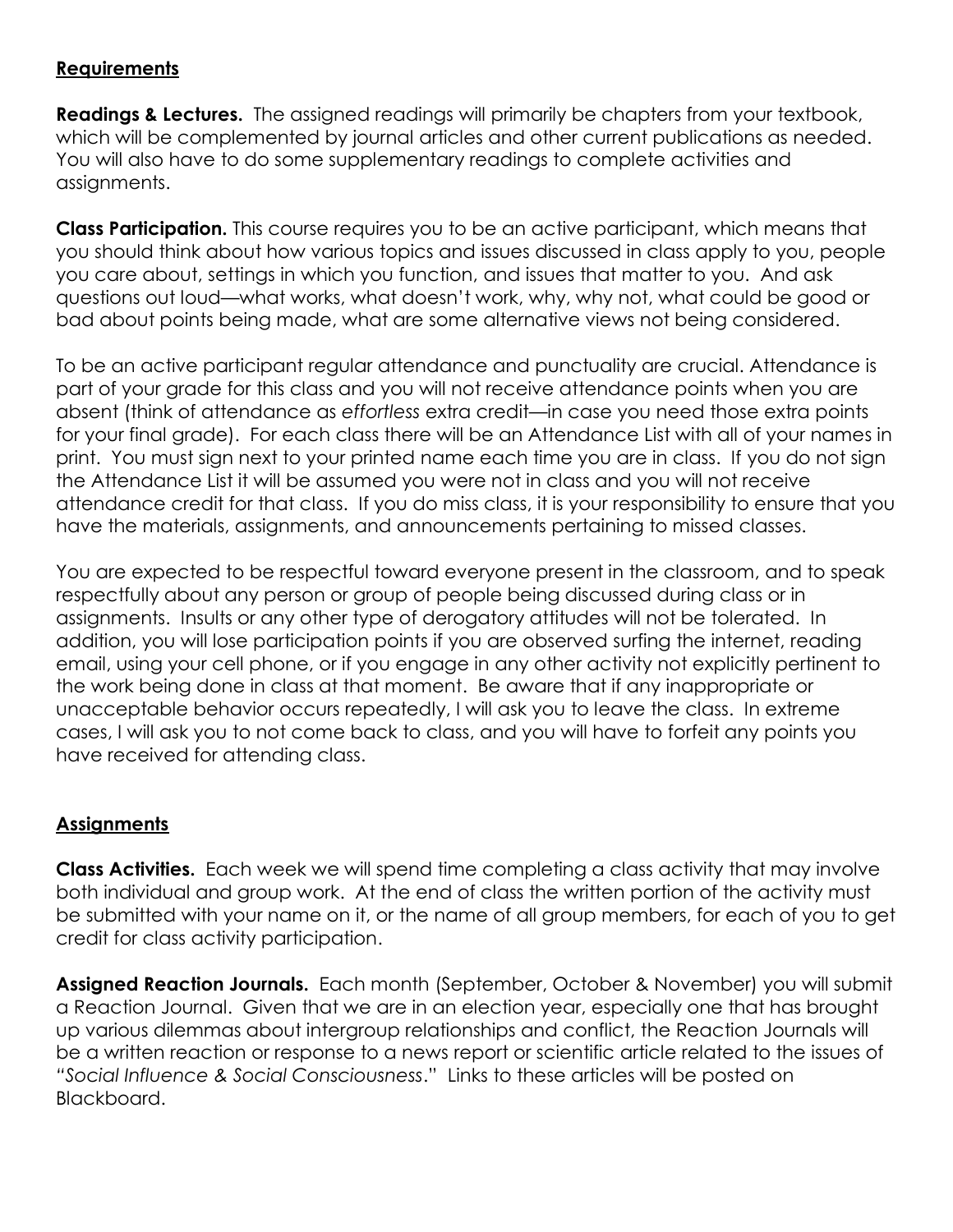## **Requirements**

**Readings & Lectures.** The assigned readings will primarily be chapters from your textbook, which will be complemented by journal articles and other current publications as needed. You will also have to do some supplementary readings to complete activities and assignments.

**Class Participation.** This course requires you to be an active participant, which means that you should think about how various topics and issues discussed in class apply to you, people you care about, settings in which you function, and issues that matter to you. And ask questions out loud—what works, what doesn't work, why, why not, what could be good or bad about points being made, what are some alternative views not being considered.

To be an active participant regular attendance and punctuality are crucial. Attendance is part of your grade for this class and you will not receive attendance points when you are absent (think of attendance as *effortless* extra credit—in case you need those extra points for your final grade). For each class there will be an Attendance List with all of your names in print. You must sign next to your printed name each time you are in class. If you do not sign the Attendance List it will be assumed you were not in class and you will not receive attendance credit for that class. If you do miss class, it is your responsibility to ensure that you have the materials, assignments, and announcements pertaining to missed classes.

You are expected to be respectful toward everyone present in the classroom, and to speak respectfully about any person or group of people being discussed during class or in assignments. Insults or any other type of derogatory attitudes will not be tolerated. In addition, you will lose participation points if you are observed surfing the internet, reading email, using your cell phone, or if you engage in any other activity not explicitly pertinent to the work being done in class at that moment. Be aware that if any inappropriate or unacceptable behavior occurs repeatedly, I will ask you to leave the class. In extreme cases, I will ask you to not come back to class, and you will have to forfeit any points you have received for attending class.

## **Assignments**

**Class Activities.** Each week we will spend time completing a class activity that may involve both individual and group work. At the end of class the written portion of the activity must be submitted with your name on it, or the name of all group members, for each of you to get credit for class activity participation.

**Assigned Reaction Journals.** Each month (September, October & November) you will submit a Reaction Journal. Given that we are in an election year, especially one that has brought up various dilemmas about intergroup relationships and conflict, the Reaction Journals will be a written reaction or response to a news report or scientific article related to the issues of "*Social Influence & Social Consciousness*." Links to these articles will be posted on Blackboard.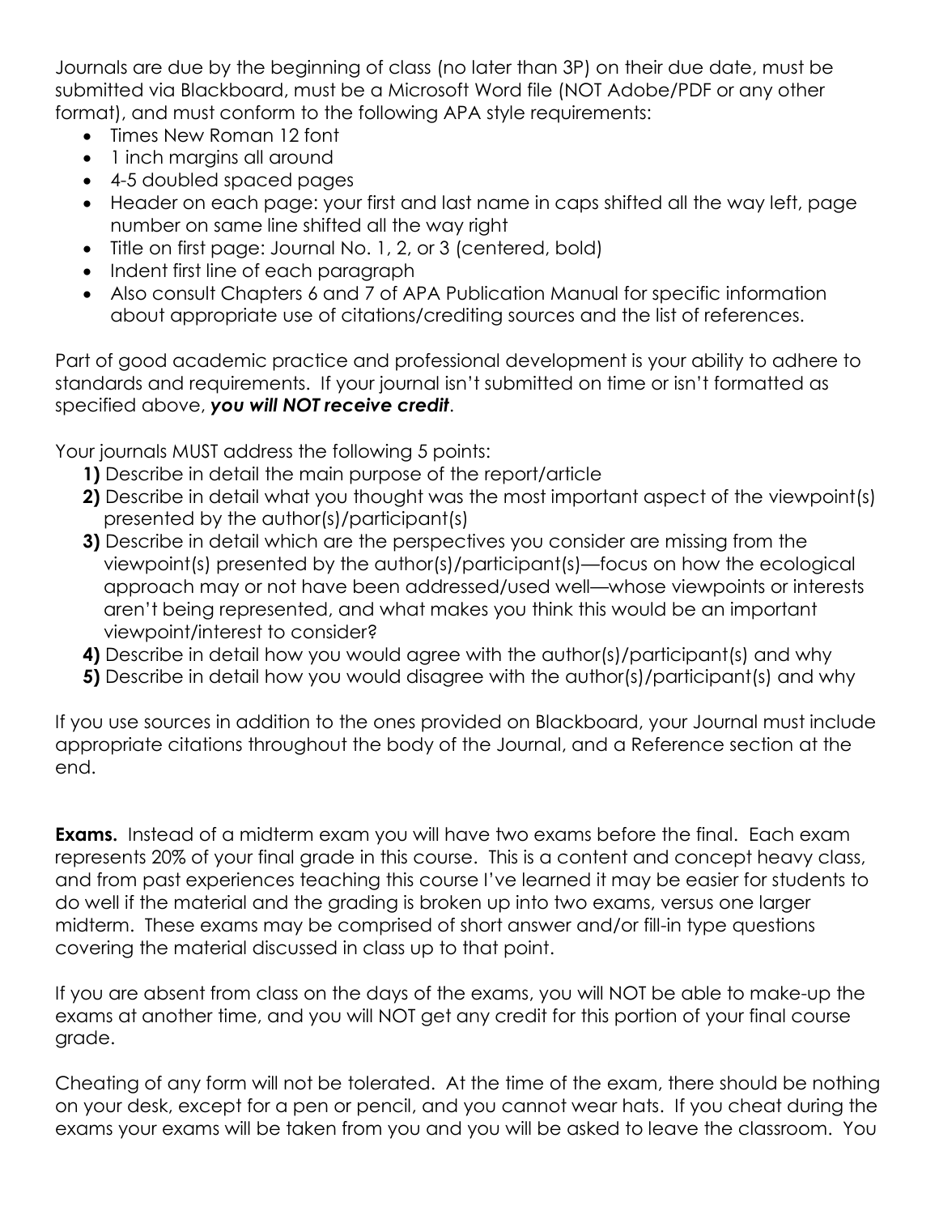Journals are due by the beginning of class (no later than 3P) on their due date, must be submitted via Blackboard, must be a Microsoft Word file (NOT Adobe/PDF or any other format), and must conform to the following APA style requirements:

- Times New Roman 12 font
- 1 inch margins all around
- 4-5 doubled spaced pages
- Header on each page: your first and last name in caps shifted all the way left, page number on same line shifted all the way right
- Title on first page: Journal No. 1, 2, or 3 (centered, bold)
- Indent first line of each paragraph
- Also consult Chapters 6 and 7 of APA Publication Manual for specific information about appropriate use of citations/crediting sources and the list of references.

Part of good academic practice and professional development is your ability to adhere to standards and requirements. If your journal isn't submitted on time or isn't formatted as specified above, ***you will NOT receive credit***.

Your journals MUST address the following 5 points:

**1)** Describe in detail the main purpose of the report/article

**2)** Describe in detail what you thought was the most important aspect of the viewpoint(s) presented by the author(s)/participant(s)

**3)** Describe in detail which are the perspectives you consider are missing from the viewpoint(s) presented by the author(s)/participant(s)—focus on how the ecological approach may or not have been addressed/used well—whose viewpoints or interests aren't being represented, and what makes you think this would be an important viewpoint/interest to consider?

**4)** Describe in detail how you would agree with the author(s)/participant(s) and why

**5)** Describe in detail how you would disagree with the author(s)/participant(s) and why

If you use sources in addition to the ones provided on Blackboard, your Journal must include appropriate citations throughout the body of the Journal, and a Reference section at the end.

**Exams.** Instead of a midterm exam you will have two exams before the final. Each exam represents 20% of your final grade in this course. This is a content and concept heavy class, and from past experiences teaching this course I've learned it may be easier for students to do well if the material and the grading is broken up into two exams, versus one larger midterm. These exams may be comprised of short answer and/or fill-in type questions covering the material discussed in class up to that point.

If you are absent from class on the days of the exams, you will NOT be able to make-up the exams at another time, and you will NOT get any credit for this portion of your final course grade.

Cheating of any form will not be tolerated. At the time of the exam, there should be nothing on your desk, except for a pen or pencil, and you cannot wear hats. If you cheat during the exams your exams will be taken from you and you will be asked to leave the classroom. You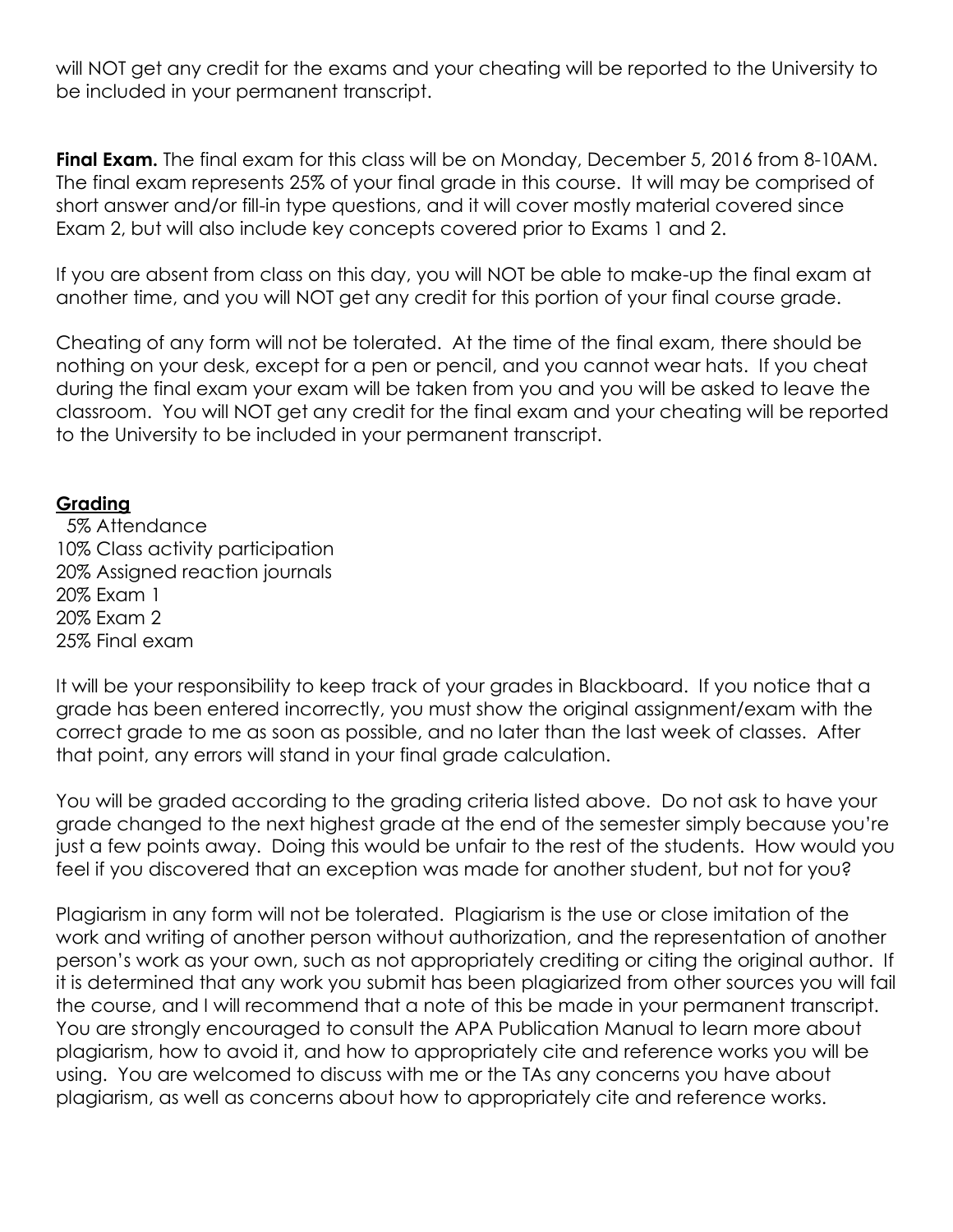will NOT get any credit for the exams and your cheating will be reported to the University to be included in your permanent transcript.

**Final Exam.** The final exam for this class will be on Monday, December 5, 2016 from 8-10AM. The final exam represents 25% of your final grade in this course. It will may be comprised of short answer and/or fill-in type questions, and it will cover mostly material covered since Exam 2, but will also include key concepts covered prior to Exams 1 and 2.

If you are absent from class on this day, you will NOT be able to make-up the final exam at another time, and you will NOT get any credit for this portion of your final course grade.

Cheating of any form will not be tolerated. At the time of the final exam, there should be nothing on your desk, except for a pen or pencil, and you cannot wear hats. If you cheat during the final exam your exam will be taken from you and you will be asked to leave the classroom. You will NOT get any credit for the final exam and your cheating will be reported to the University to be included in your permanent transcript.

## Grading

5% Attendance
10% Class activity participation
20% Assigned reaction journals
20% Exam 1
20% Exam 2
25% Final exam

It will be your responsibility to keep track of your grades in Blackboard. If you notice that a grade has been entered incorrectly, you must show the original assignment/exam with the correct grade to me as soon as possible, and no later than the last week of classes. After that point, any errors will stand in your final grade calculation.

You will be graded according to the grading criteria listed above. Do not ask to have your grade changed to the next highest grade at the end of the semester simply because you're just a few points away. Doing this would be unfair to the rest of the students. How would you feel if you discovered that an exception was made for another student, but not for you?

Plagiarism in any form will not be tolerated. Plagiarism is the use or close imitation of the work and writing of another person without authorization, and the representation of another person's work as your own, such as not appropriately crediting or citing the original author. If it is determined that any work you submit has been plagiarized from other sources you will fail the course, and I will recommend that a note of this be made in your permanent transcript. You are strongly encouraged to consult the APA Publication Manual to learn more about plagiarism, how to avoid it, and how to appropriately cite and reference works you will be using. You are welcomed to discuss with me or the TAs any concerns you have about plagiarism, as well as concerns about how to appropriately cite and reference works.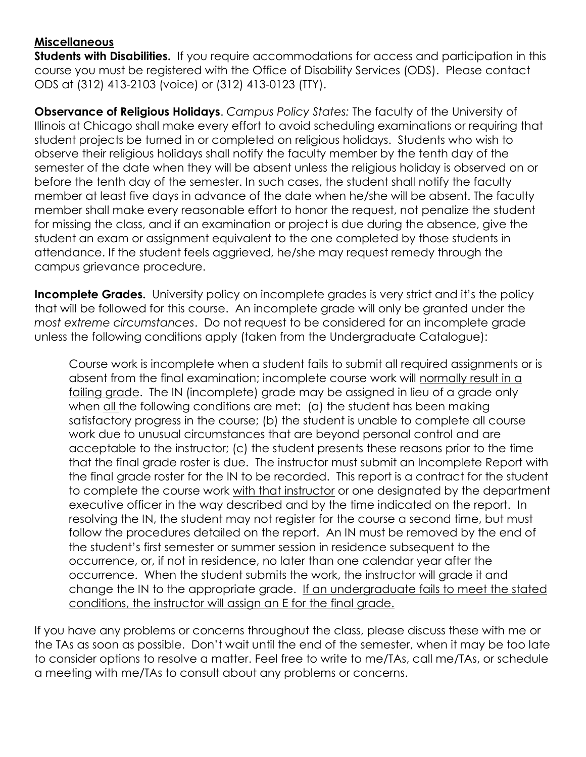## Miscellaneous

**Students with Disabilities.** If you require accommodations for access and participation in this course you must be registered with the Office of Disability Services (ODS). Please contact ODS at (312) 413-2103 (voice) or (312) 413-0123 (TTY).

**Observance of Religious Holidays**. *Campus Policy States:* The faculty of the University of Illinois at Chicago shall make every effort to avoid scheduling examinations or requiring that student projects be turned in or completed on religious holidays. Students who wish to observe their religious holidays shall notify the faculty member by the tenth day of the semester of the date when they will be absent unless the religious holiday is observed on or before the tenth day of the semester. In such cases, the student shall notify the faculty member at least five days in advance of the date when he/she will be absent. The faculty member shall make every reasonable effort to honor the request, not penalize the student for missing the class, and if an examination or project is due during the absence, give the student an exam or assignment equivalent to the one completed by those students in attendance. If the student feels aggrieved, he/she may request remedy through the campus grievance procedure.

**Incomplete Grades.** University policy on incomplete grades is very strict and it's the policy that will be followed for this course. An incomplete grade will only be granted under the *most extreme circumstances*. Do not request to be considered for an incomplete grade unless the following conditions apply (taken from the Undergraduate Catalogue):

> Course work is incomplete when a student fails to submit all required assignments or is absent from the final examination; incomplete course work will <u>normally result in a failing grade</u>. The IN (incomplete) grade may be assigned in lieu of a grade only when <u>all</u> the following conditions are met: (a) the student has been making satisfactory progress in the course; (b) the student is unable to complete all course work due to unusual circumstances that are beyond personal control and are acceptable to the instructor; (c) the student presents these reasons prior to the time that the final grade roster is due. The instructor must submit an Incomplete Report with the final grade roster for the IN to be recorded. This report is a contract for the student to complete the course work <u>with that instructor</u> or one designated by the department executive officer in the way described and by the time indicated on the report. In resolving the IN, the student may not register for the course a second time, but must follow the procedures detailed on the report. An IN must be removed by the end of the student's first semester or summer session in residence subsequent to the occurrence, or, if not in residence, no later than one calendar year after the occurrence. When the student submits the work, the instructor will grade it and change the IN to the appropriate grade. <u>If an undergraduate fails to meet the stated conditions, the instructor will assign an E for the final grade.</u>

If you have any problems or concerns throughout the class, please discuss these with me or the TAs as soon as possible. Don't wait until the end of the semester, when it may be too late to consider options to resolve a matter. Feel free to write to me/TAs, call me/TAs, or schedule a meeting with me/TAs to consult about any problems or concerns.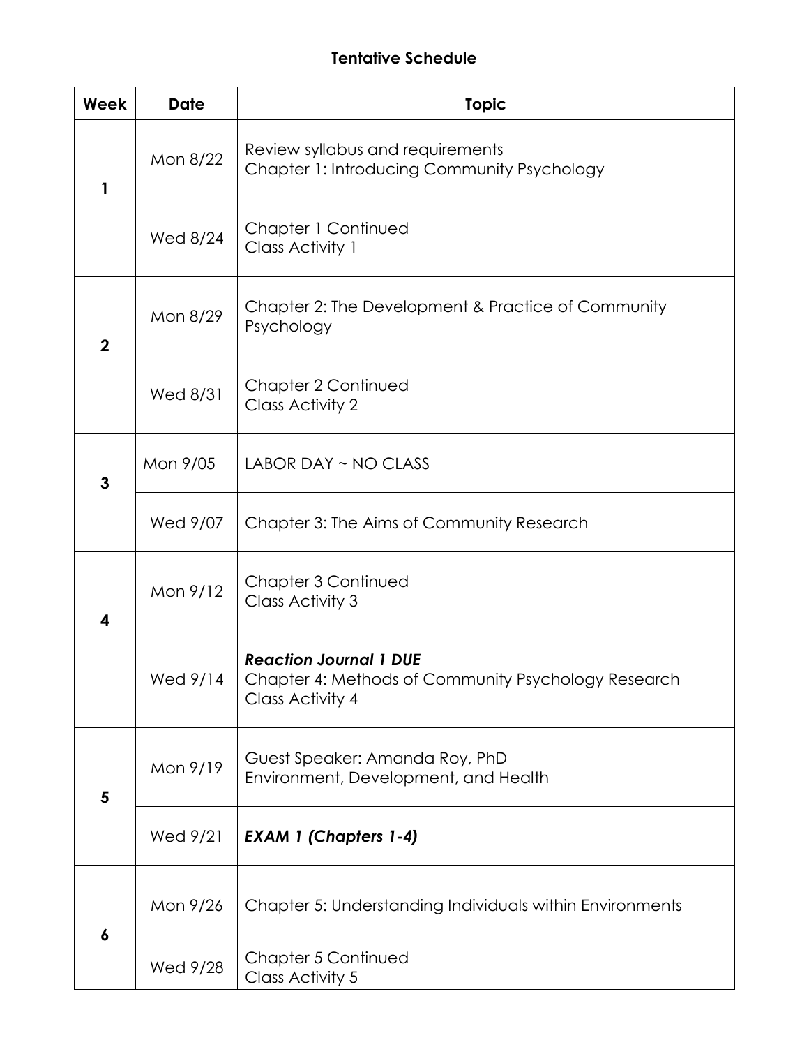# Tentative Schedule

| Week | Date | Topic |
|---|---|---|
| 1 | Mon 8/22 | Review syllabus and requirements<br>Chapter 1: Introducing Community Psychology |
| | Wed 8/24 | Chapter 1 Continued<br>Class Activity 1 |
| 2 | Mon 8/29 | Chapter 2: The Development & Practice of Community Psychology |
| | Wed 8/31 | Chapter 2 Continued<br>Class Activity 2 |
| 3 | Mon 9/05 | LABOR DAY ~ NO CLASS |
| | Wed 9/07 | Chapter 3: The Aims of Community Research |
| 4 | Mon 9/12 | Chapter 3 Continued<br>Class Activity 3 |
| | Wed 9/14 | ***Reaction Journal 1 DUE***<br>Chapter 4: Methods of Community Psychology Research<br>Class Activity 4 |
| 5 | Mon 9/19 | Guest Speaker: Amanda Roy, PhD<br>Environment, Development, and Health |
| | Wed 9/21 | ***EXAM 1 (Chapters 1-4)*** |
| 6 | Mon 9/26 | Chapter 5: Understanding Individuals within Environments |
| | Wed 9/28 | Chapter 5 Continued<br>Class Activity 5 |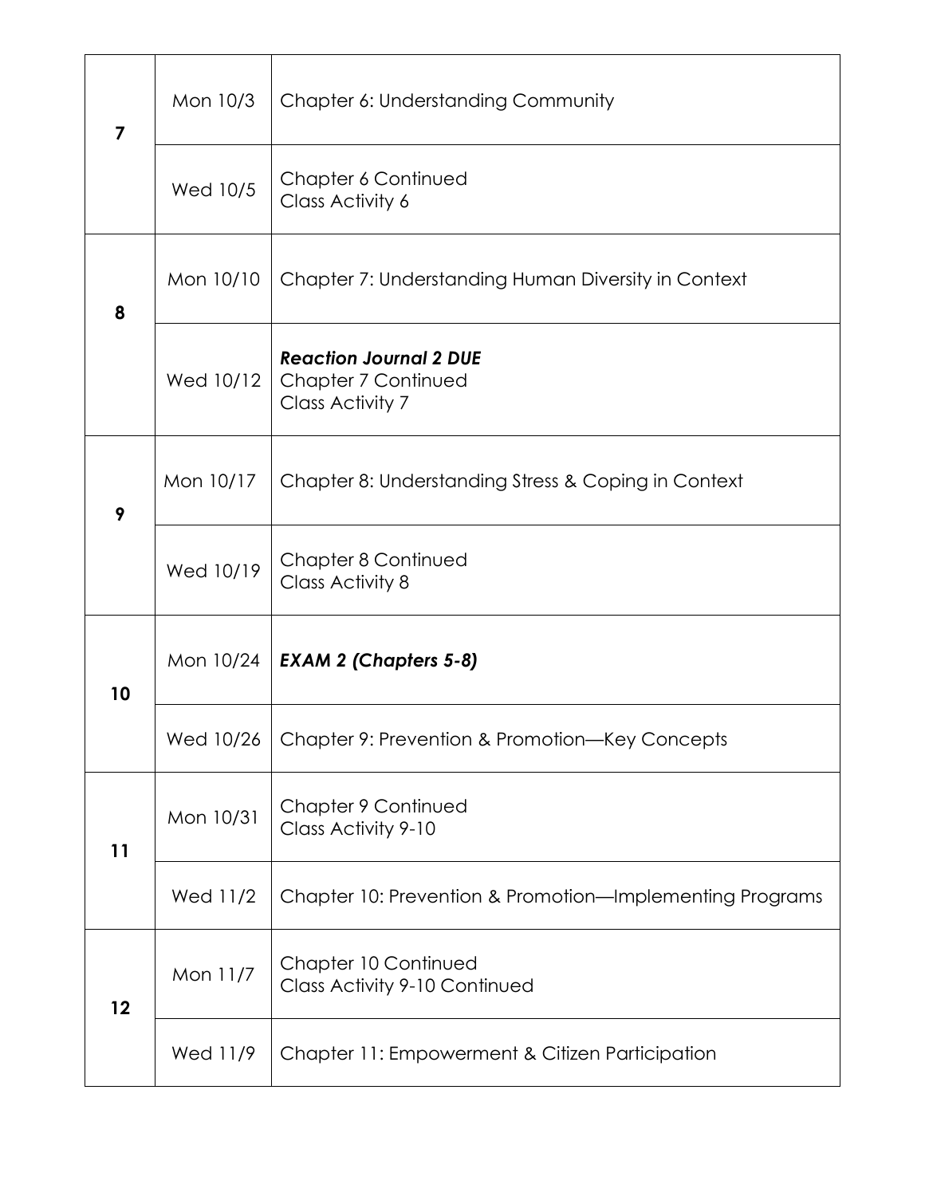| | | |
|---|---|---|
| **7** | Mon 10/3 | Chapter 6: Understanding Community |
| | Wed 10/5 | Chapter 6 Continued<br>Class Activity 6 |
| **8** | Mon 10/10 | Chapter 7: Understanding Human Diversity in Context |
| | Wed 10/12 | ***Reaction Journal 2 DUE***<br>Chapter 7 Continued<br>Class Activity 7 |
| **9** | Mon 10/17 | Chapter 8: Understanding Stress & Coping in Context |
| | Wed 10/19 | Chapter 8 Continued<br>Class Activity 8 |
| **10** | Mon 10/24 | ***EXAM 2 (Chapters 5-8)*** |
| | Wed 10/26 | Chapter 9: Prevention & Promotion—Key Concepts |
| **11** | Mon 10/31 | Chapter 9 Continued<br>Class Activity 9-10 |
| | Wed 11/2 | Chapter 10: Prevention & Promotion—Implementing Programs |
| **12** | Mon 11/7 | Chapter 10 Continued<br>Class Activity 9-10 Continued |
| | Wed 11/9 | Chapter 11: Empowerment & Citizen Participation |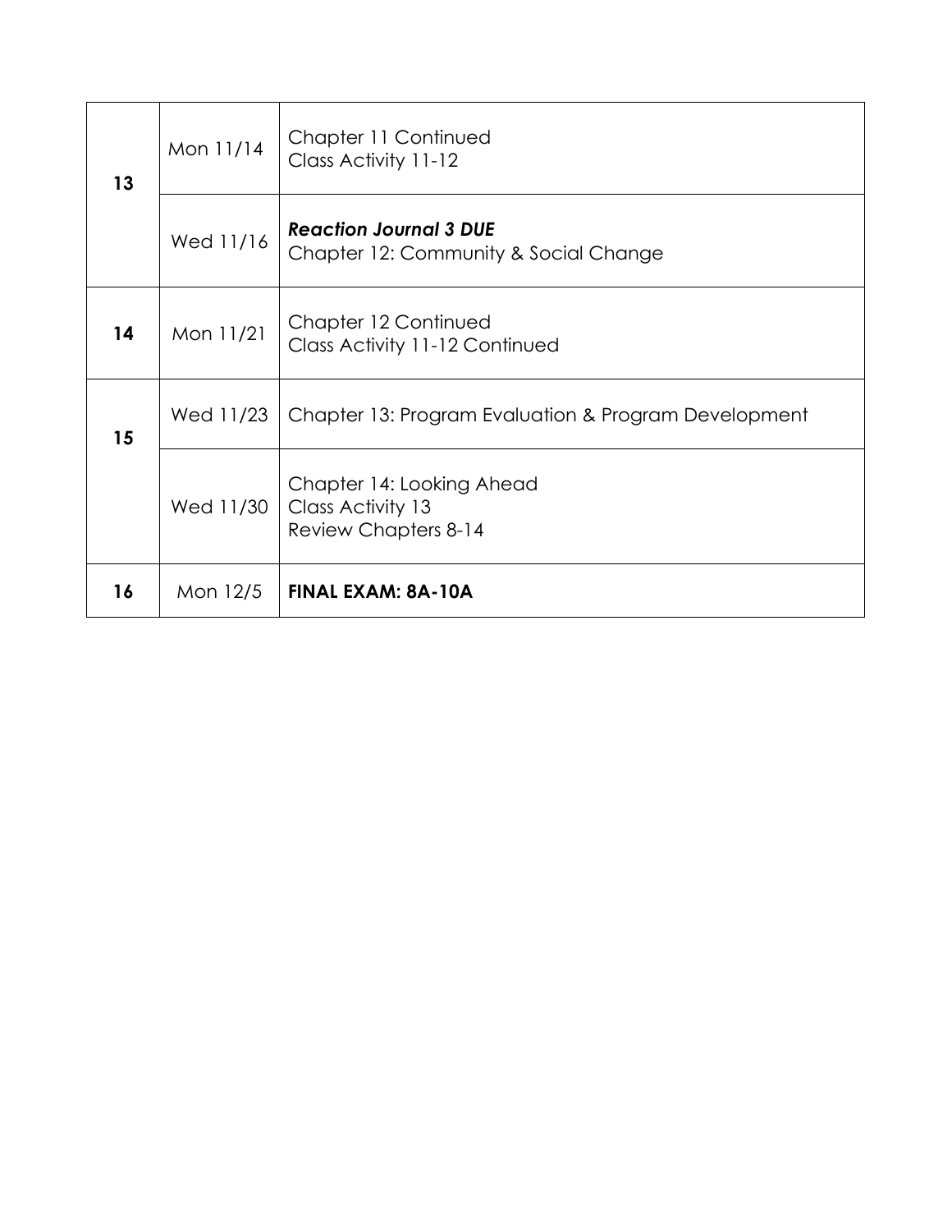| | | |
|---|---|---|
| **13** | Mon 11/14 | Chapter 11 Continued<br>Class Activity 11-12 |
| | Wed 11/16 | ***Reaction Journal 3 DUE***<br>Chapter 12: Community & Social Change |
| **14** | Mon 11/21 | Chapter 12 Continued<br>Class Activity 11-12 Continued |
| **15** | Wed 11/23 | Chapter 13: Program Evaluation & Program Development |
| | Wed 11/30 | Chapter 14: Looking Ahead<br>Class Activity 13<br>Review Chapters 8-14 |
| **16** | Mon 12/5 | **FINAL EXAM: 8A-10A** |